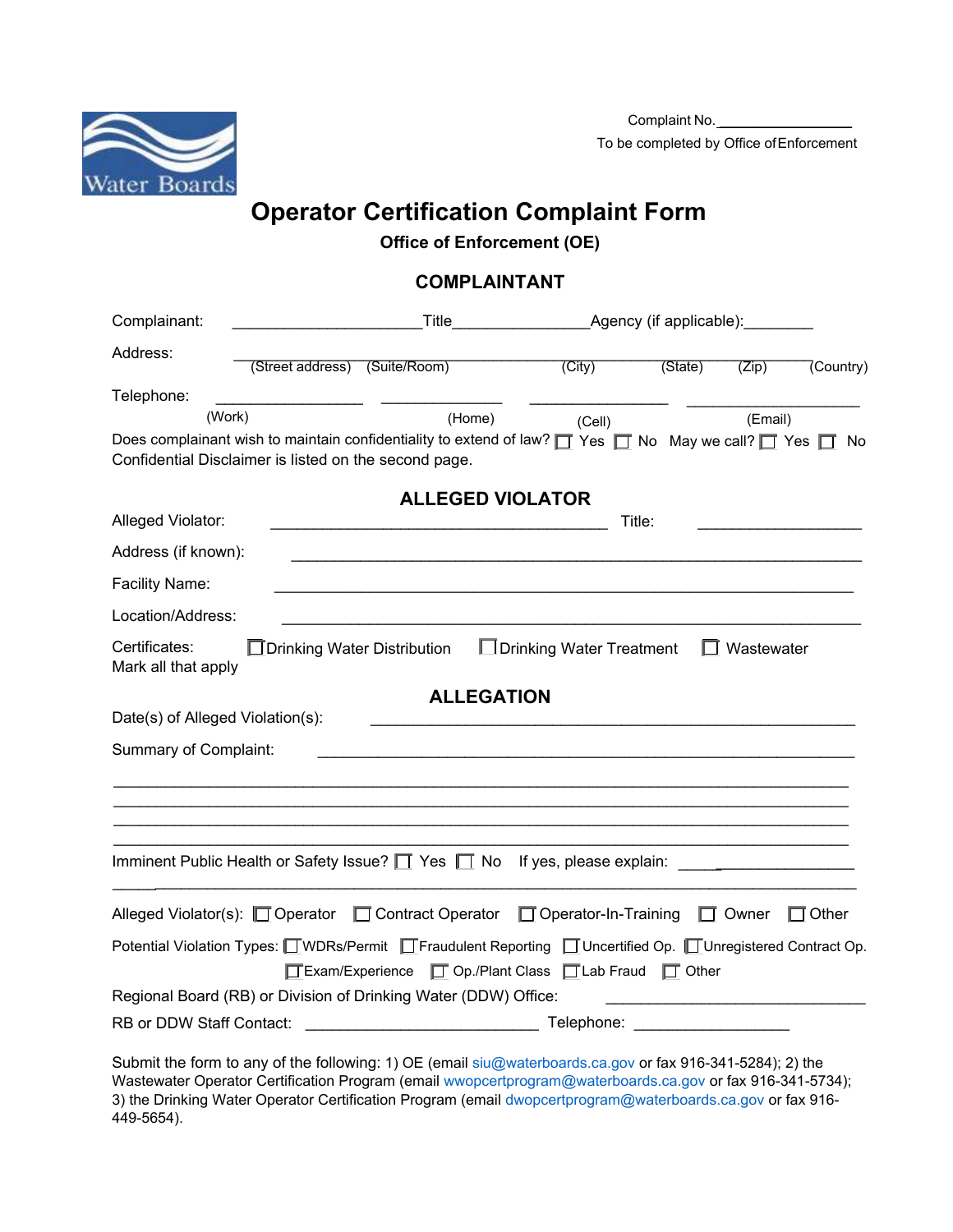Water Boards

Complaint No. ________________

To be completed by Office of Enforcement

# Operator Certification Complaint Form

**Office of Enforcement (OE)**

## COMPLAINANT

Complainant: ______________________ Title_______________ Agency (if applicable):________

Address: ____________________________________________________________________

(Street address) (Suite/Room) (City) (State) (Zip) (Country)

Telephone: ________________ ______________ ________________ ____________________

(Work) (Home) (Cell) (Email)

Does complainant wish to maintain confidentiality to extend of law? ☐ Yes ☐ No May we call? ☐ Yes ☐ No

Confidential Disclaimer is listed on the second page.

## ALLEGED VIOLATOR

Alleged Violator: ________________________________________ Title: ___________________

Address (if known): ________________________________________________________________

Facility Name: ____________________________________________________________________

Location/Address: __________________________________________________________________

Certificates: ☐ Drinking Water Distribution ☐ Drinking Water Treatment ☐ Wastewater

Mark all that apply

## ALLEGATION

Date(s) of Alleged Violation(s): _______________________________________________________

Summary of Complaint: ____________________________________________________________

_________________________________________________________________________________

_________________________________________________________________________________

_________________________________________________________________________________

_________________________________________________________________________________

Imminent Public Health or Safety Issue? ☐ Yes ☐ No If yes, please explain: ________________

_________________________________________________________________________________

Alleged Violator(s): ☐ Operator ☐ Contract Operator ☐ Operator-In-Training ☐ Owner ☐ Other

Potential Violation Types: ☐ WDRs/Permit ☐ Fraudulent Reporting ☐ Uncertified Op. ☐ Unregistered Contract Op. ☐ Exam/Experience ☐ Op./Plant Class ☐ Lab Fraud ☐ Other

Regional Board (RB) or Division of Drinking Water (DDW) Office: ______________________________

RB or DDW Staff Contact: ___________________________ Telephone: __________________

Submit the form to any of the following: 1) OE (email siu@waterboards.ca.gov or fax 916-341-5284); 2) the Wastewater Operator Certification Program (email wwopcertprogram@waterboards.ca.gov or fax 916-341-5734); 3) the Drinking Water Operator Certification Program (email dwopcertprogram@waterboards.ca.gov or fax 916-449-5654).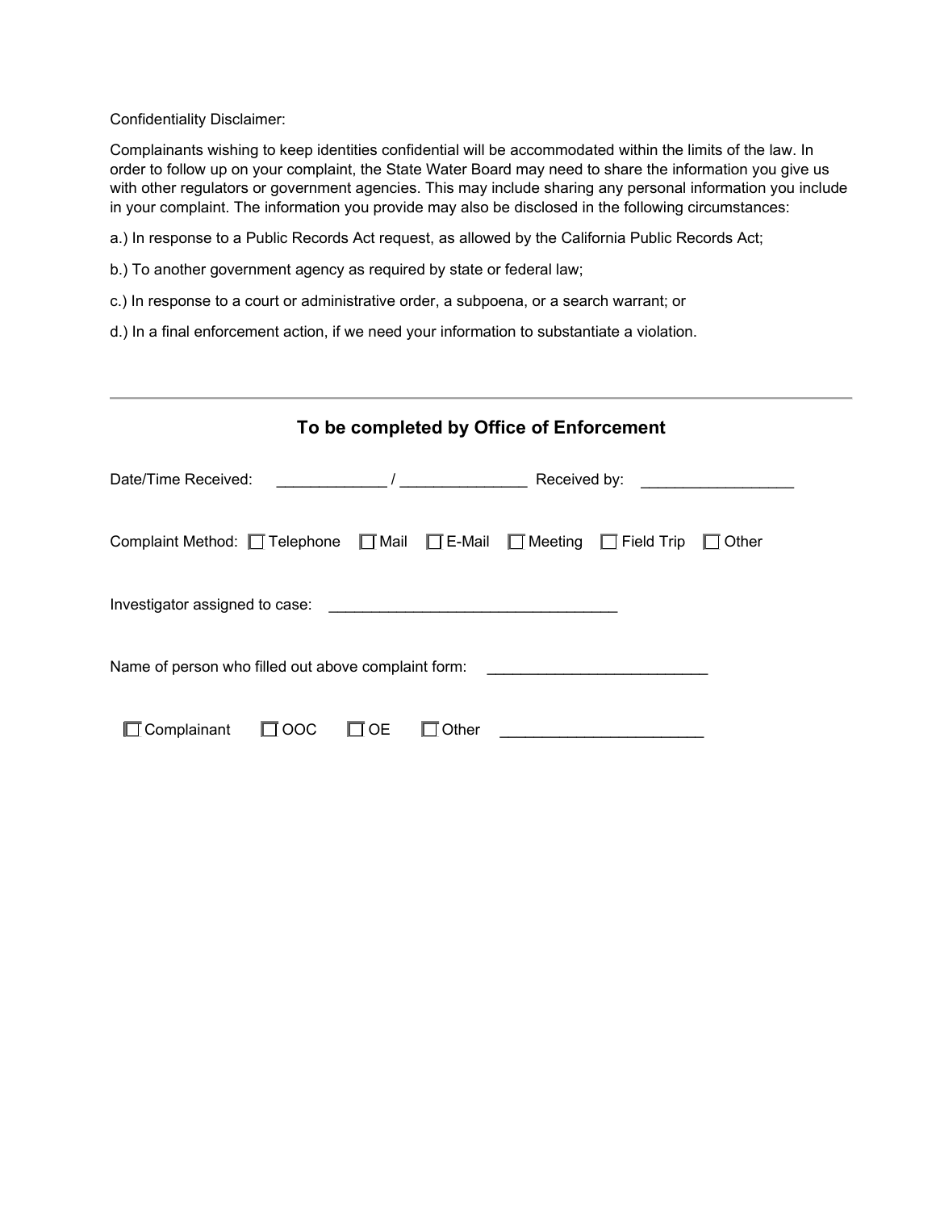Confidentiality Disclaimer:

Complainants wishing to keep identities confidential will be accommodated within the limits of the law. In order to follow up on your complaint, the State Water Board may need to share the information you give us with other regulators or government agencies. This may include sharing any personal information you include in your complaint. The information you provide may also be disclosed in the following circumstances:

a.) In response to a Public Records Act request, as allowed by the California Public Records Act;

b.) To another government agency as required by state or federal law;

c.) In response to a court or administrative order, a subpoena, or a search warrant; or

d.) In a final enforcement action, if we need your information to substantiate a violation.

---

## To be completed by Office of Enforcement

Date/Time Received: _____________ / _______________ Received by: __________________

Complaint Method: ☐ Telephone ☐ Mail ☐ E-Mail ☐ Meeting ☐ Field Trip ☐ Other

Investigator assigned to case: __________________________________

Name of person who filled out above complaint form: _________________________

☐ Complainant ☐ OOC ☐ OE ☐ Other _______________________